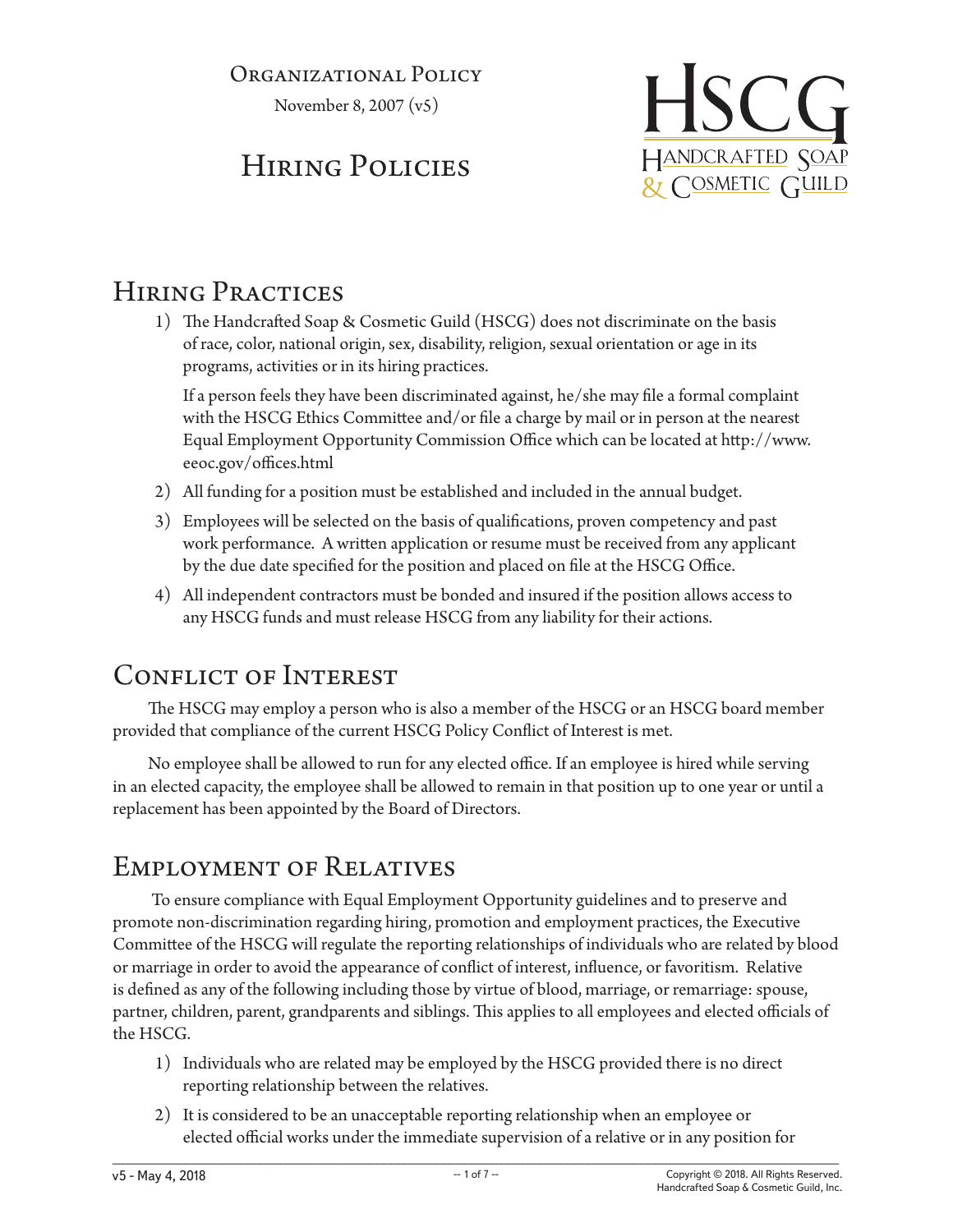Organizational Policy

November 8, 2007 (v5)

# Hiring Policies

## Hiring Practices

1) The Handcrafted Soap & Cosmetic Guild (HSCG) does not discriminate on the basis of race, color, national origin, sex, disability, religion, sexual orientation or age in its programs, activities or in its hiring practices.

   If a person feels they have been discriminated against, he/she may file a formal complaint with the HSCG Ethics Committee and/or file a charge by mail or in person at the nearest Equal Employment Opportunity Commission Office which can be located at http://www.eeoc.gov/offices.html

2) All funding for a position must be established and included in the annual budget.

3) Employees will be selected on the basis of qualifications, proven competency and past work performance. A written application or resume must be received from any applicant by the due date specified for the position and placed on file at the HSCG Office.

4) All independent contractors must be bonded and insured if the position allows access to any HSCG funds and must release HSCG from any liability for their actions.

## Conflict of Interest

The HSCG may employ a person who is also a member of the HSCG or an HSCG board member provided that compliance of the current HSCG Policy Conflict of Interest is met.

No employee shall be allowed to run for any elected office. If an employee is hired while serving in an elected capacity, the employee shall be allowed to remain in that position up to one year or until a replacement has been appointed by the Board of Directors.

## Employment of Relatives

To ensure compliance with Equal Employment Opportunity guidelines and to preserve and promote non-discrimination regarding hiring, promotion and employment practices, the Executive Committee of the HSCG will regulate the reporting relationships of individuals who are related by blood or marriage in order to avoid the appearance of conflict of interest, influence, or favoritism. Relative is defined as any of the following including those by virtue of blood, marriage, or remarriage: spouse, partner, children, parent, grandparents and siblings. This applies to all employees and elected officials of the HSCG.

1) Individuals who are related may be employed by the HSCG provided there is no direct reporting relationship between the relatives.

2) It is considered to be an unacceptable reporting relationship when an employee or elected official works under the immediate supervision of a relative or in any position for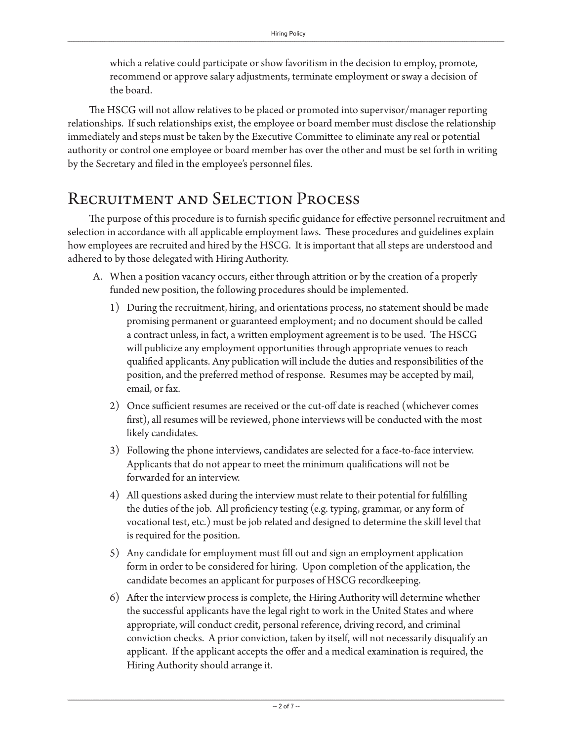which a relative could participate or show favoritism in the decision to employ, promote, recommend or approve salary adjustments, terminate employment or sway a decision of the board.

The HSCG will not allow relatives to be placed or promoted into supervisor/manager reporting relationships. If such relationships exist, the employee or board member must disclose the relationship immediately and steps must be taken by the Executive Committee to eliminate any real or potential authority or control one employee or board member has over the other and must be set forth in writing by the Secretary and filed in the employee's personnel files.

## Recruitment and Selection Process

The purpose of this procedure is to furnish specific guidance for effective personnel recruitment and selection in accordance with all applicable employment laws. These procedures and guidelines explain how employees are recruited and hired by the HSCG. It is important that all steps are understood and adhered to by those delegated with Hiring Authority.

A. When a position vacancy occurs, either through attrition or by the creation of a properly funded new position, the following procedures should be implemented.

   1) During the recruitment, hiring, and orientations process, no statement should be made promising permanent or guaranteed employment; and no document should be called a contract unless, in fact, a written employment agreement is to be used. The HSCG will publicize any employment opportunities through appropriate venues to reach qualified applicants. Any publication will include the duties and responsibilities of the position, and the preferred method of response. Resumes may be accepted by mail, email, or fax.

   2) Once sufficient resumes are received or the cut-off date is reached (whichever comes first), all resumes will be reviewed, phone interviews will be conducted with the most likely candidates.

   3) Following the phone interviews, candidates are selected for a face-to-face interview. Applicants that do not appear to meet the minimum qualifications will not be forwarded for an interview.

   4) All questions asked during the interview must relate to their potential for fulfilling the duties of the job. All proficiency testing (e.g. typing, grammar, or any form of vocational test, etc.) must be job related and designed to determine the skill level that is required for the position.

   5) Any candidate for employment must fill out and sign an employment application form in order to be considered for hiring. Upon completion of the application, the candidate becomes an applicant for purposes of HSCG recordkeeping.

   6) After the interview process is complete, the Hiring Authority will determine whether the successful applicants have the legal right to work in the United States and where appropriate, will conduct credit, personal reference, driving record, and criminal conviction checks. A prior conviction, taken by itself, will not necessarily disqualify an applicant. If the applicant accepts the offer and a medical examination is required, the Hiring Authority should arrange it.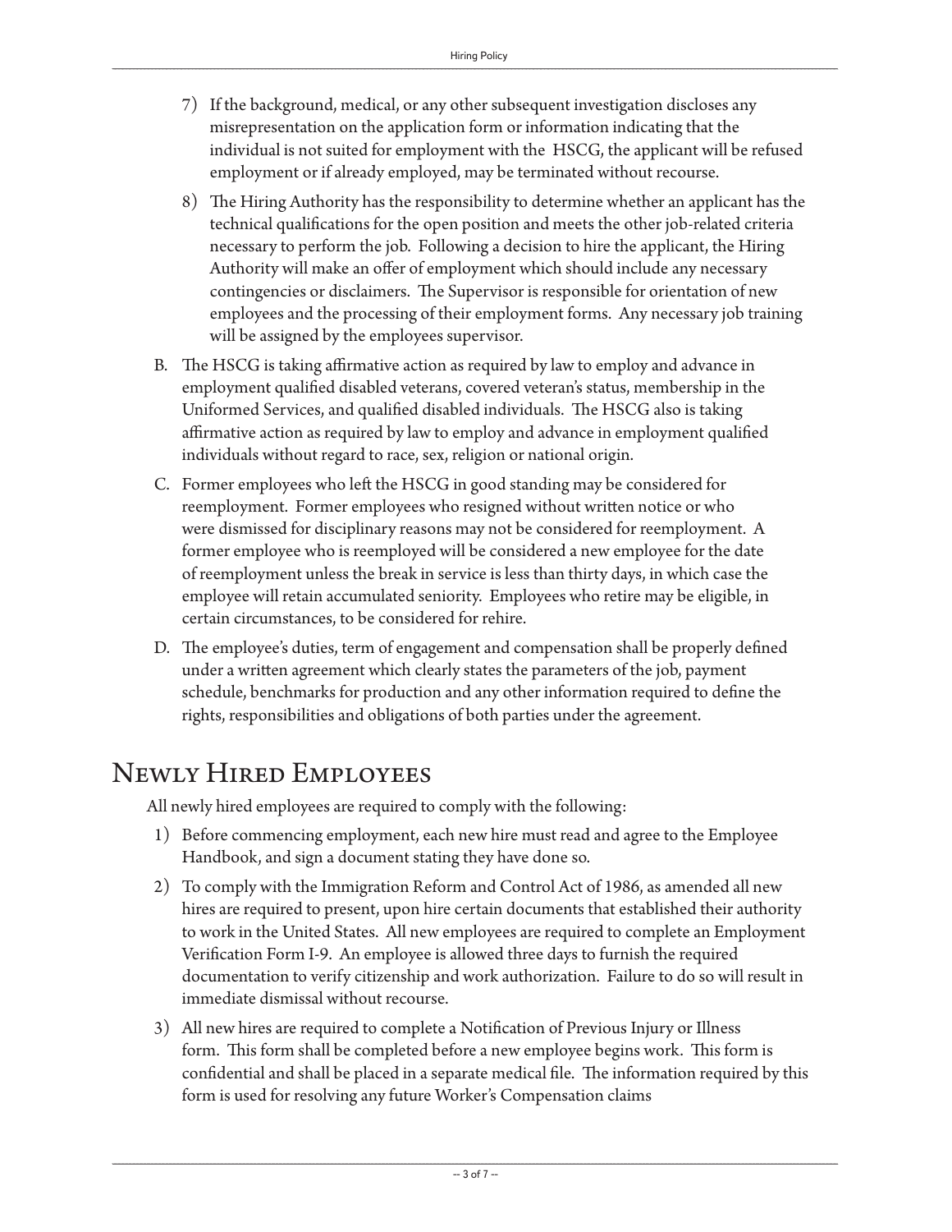7) If the background, medical, or any other subsequent investigation discloses any misrepresentation on the application form or information indicating that the individual is not suited for employment with the HSCG, the applicant will be refused employment or if already employed, may be terminated without recourse.

8) The Hiring Authority has the responsibility to determine whether an applicant has the technical qualifications for the open position and meets the other job-related criteria necessary to perform the job. Following a decision to hire the applicant, the Hiring Authority will make an offer of employment which should include any necessary contingencies or disclaimers. The Supervisor is responsible for orientation of new employees and the processing of their employment forms. Any necessary job training will be assigned by the employees supervisor.

B. The HSCG is taking affirmative action as required by law to employ and advance in employment qualified disabled veterans, covered veteran's status, membership in the Uniformed Services, and qualified disabled individuals. The HSCG also is taking affirmative action as required by law to employ and advance in employment qualified individuals without regard to race, sex, religion or national origin.

C. Former employees who left the HSCG in good standing may be considered for reemployment. Former employees who resigned without written notice or who were dismissed for disciplinary reasons may not be considered for reemployment. A former employee who is reemployed will be considered a new employee for the date of reemployment unless the break in service is less than thirty days, in which case the employee will retain accumulated seniority. Employees who retire may be eligible, in certain circumstances, to be considered for rehire.

D. The employee's duties, term of engagement and compensation shall be properly defined under a written agreement which clearly states the parameters of the job, payment schedule, benchmarks for production and any other information required to define the rights, responsibilities and obligations of both parties under the agreement.

# Newly Hired Employees

All newly hired employees are required to comply with the following:

1) Before commencing employment, each new hire must read and agree to the Employee Handbook, and sign a document stating they have done so.

2) To comply with the Immigration Reform and Control Act of 1986, as amended all new hires are required to present, upon hire certain documents that established their authority to work in the United States. All new employees are required to complete an Employment Verification Form I-9. An employee is allowed three days to furnish the required documentation to verify citizenship and work authorization. Failure to do so will result in immediate dismissal without recourse.

3) All new hires are required to complete a Notification of Previous Injury or Illness form. This form shall be completed before a new employee begins work. This form is confidential and shall be placed in a separate medical file. The information required by this form is used for resolving any future Worker's Compensation claims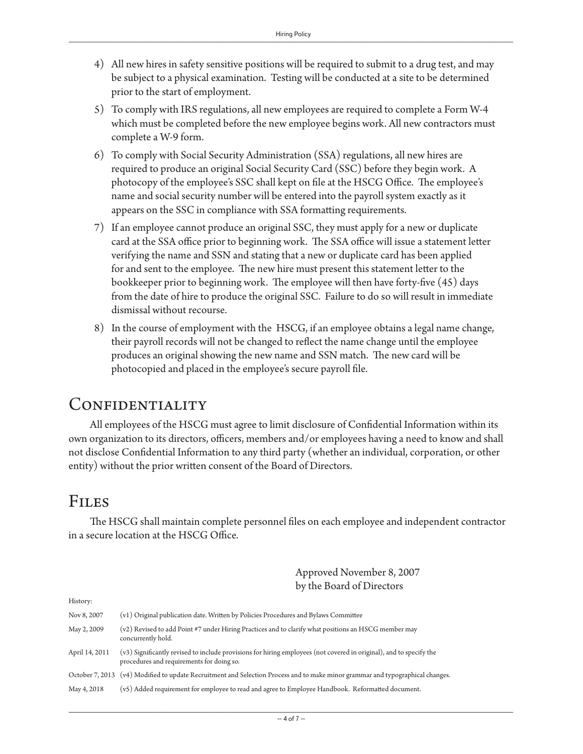4) All new hires in safety sensitive positions will be required to submit to a drug test, and may be subject to a physical examination. Testing will be conducted at a site to be determined prior to the start of employment.

5) To comply with IRS regulations, all new employees are required to complete a Form W-4 which must be completed before the new employee begins work. All new contractors must complete a W-9 form.

6) To comply with Social Security Administration (SSA) regulations, all new hires are required to produce an original Social Security Card (SSC) before they begin work. A photocopy of the employee's SSC shall kept on file at the HSCG Office. The employee's name and social security number will be entered into the payroll system exactly as it appears on the SSC in compliance with SSA formatting requirements.

7) If an employee cannot produce an original SSC, they must apply for a new or duplicate card at the SSA office prior to beginning work. The SSA office will issue a statement letter verifying the name and SSN and stating that a new or duplicate card has been applied for and sent to the employee. The new hire must present this statement letter to the bookkeeper prior to beginning work. The employee will then have forty-five (45) days from the date of hire to produce the original SSC. Failure to do so will result in immediate dismissal without recourse.

8) In the course of employment with the HSCG, if an employee obtains a legal name change, their payroll records will not be changed to reflect the name change until the employee produces an original showing the new name and SSN match. The new card will be photocopied and placed in the employee's secure payroll file.

## Confidentiality

All employees of the HSCG must agree to limit disclosure of Confidential Information within its own organization to its directors, officers, members and/or employees having a need to know and shall not disclose Confidential Information to any third party (whether an individual, corporation, or other entity) without the prior written consent of the Board of Directors.

## Files

The HSCG shall maintain complete personnel files on each employee and independent contractor in a secure location at the HSCG Office.

Approved November 8, 2007
by the Board of Directors

History:

| | |
|---|---|
| Nov 8, 2007 | (v1) Original publication date. Written by Policies Procedures and Bylaws Committee |
| May 2, 2009 | (v2) Revised to add Point #7 under Hiring Practices and to clarify what positions an HSCG member may concurrently hold. |
| April 14, 2011 | (v3) Significantly revised to include provisions for hiring employees (not covered in original), and to specify the procedures and requirements for doing so. |
| October 7, 2013 | (v4) Modified to update Recruitment and Selection Process and to make minor grammar and typographical changes. |
| May 4, 2018 | (v5) Added requirement for employee to read and agree to Employee Handbook. Reformatted document. |